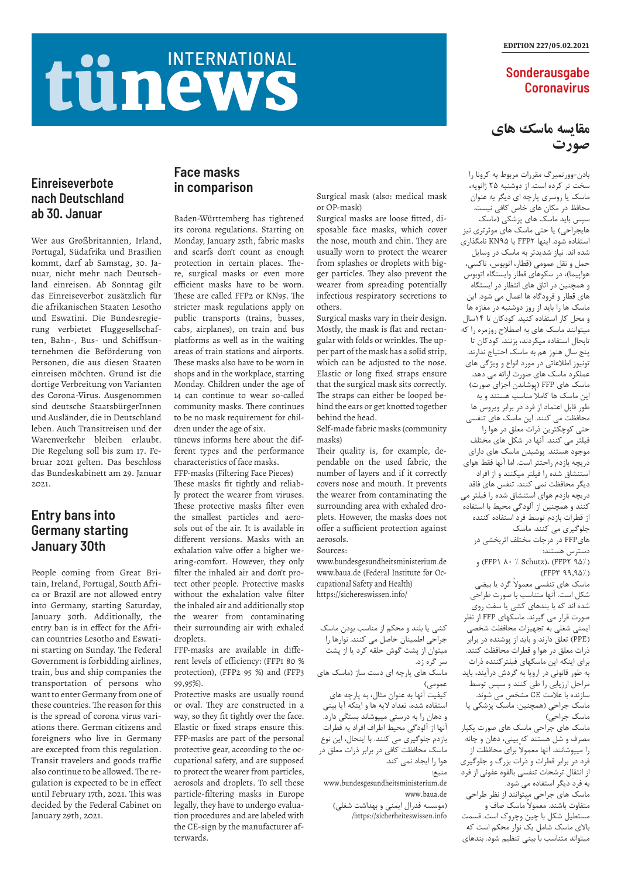# INTERNATIONAL tünews

EDITION 227/05.02.2021

Sonderausgabe Coronavirus

## Einreiseverbote nach Deutschland ab 30. Januar

Wer aus Großbritannien, Irland, Portugal, Südafrika und Brasilien kommt, darf ab Samstag, 30. Januar, nicht mehr nach Deutschland einreisen. Ab Sonntag gilt das Einreiseverbot zusätzlich für die afrikanischen Staaten Lesotho und Eswatini. Die Bundesregierung verbietet Fluggesellschaften, Bahn-, Bus- und Schiffsunternehmen die Beförderung von Personen, die aus diesen Staaten einreisen möchten. Grund ist die dortige Verbreitung von Varianten des Corona-Virus. Ausgenommen sind deutsche StaatsbürgerInnen und Ausländer, die in Deutschland leben. Auch Transitreisen und der Warenverkehr bleiben erlaubt. Die Regelung soll bis zum 17. Februar 2021 gelten. Das beschloss das Bundeskabinett am 29. Januar 2021.

## Entry bans into Germany starting January 30th

People coming from Great Britain, Ireland, Portugal, South Africa or Brazil are not allowed entry into Germany, starting Saturday, January 30th. Additionally, the entry ban is in effect for the African countries Lesotho and Eswatini starting on Sunday. The Federal Government is forbidding airlines, train, bus and ship companies the transportation of persons who want to enter Germany from one of these countries. The reason for this is the spread of corona virus variations there. German citizens and foreigners who live in Germany are excepted from this regulation. Transit travelers and goods traffic also continue to be allowed. The regulation is expected to be in effect until February 17th, 2021. This was decided by the Federal Cabinet on January 29th, 2021.

## Face masks in comparison

Baden-Württemberg has tightened its corona regulations. Starting on Monday, January 25th, fabric masks and scarfs don't count as enough protection in certain places. Therefore, surgical masks or even more efficient masks have to be worn. These are called FFP2 or KN95. The stricter mask regulations apply on public transports (trains, busses, cabs, airplanes), on train and bus platforms as well as in the waiting areas of train stations and airports. These masks also have to be worn in shops and in the workplace, starting Monday. Children under the age of 14 can continue to wear so-called community masks. There continues to be no mask requirement for children under the age of six.

tünews informs here about the different types and the performance characteristics of face masks.

FFP-masks (Filtering Face Pieces)

These masks fit tightly and reliably protect the wearer from viruses. These protective masks filter even the smallest particles and aerosols out of the air. It is available in different versions. Masks with an exhalation valve offer a higher wearing-comfort. However, they only filter the inhaled air and don't protect other people. Protective masks without the exhalation valve filter the inhaled air and additionally stop the wearer from contaminating their surrounding air with exhaled droplets.

FFP-masks are available in different levels of efficiency: (FFP1 80 % protection), (FFP2 95 %) and (FFP3 99,95%).

Protective masks are usually round or oval. They are constructed in a way, so they fit tightly over the face. Elastic or fixed straps ensure this. FFP-masks are part of the personal protective gear, according to the occupational safety, and are supposed to protect the wearer from particles, aerosols and droplets. To sell these particle-filtering masks in Europe legally, they have to undergo evaluation procedures and are labeled with the CE-sign by the manufacturer afterwards.

Surgical mask (also: medical mask or OP-mask)

Surgical masks are loose fitted, disposable face masks, which cover the nose, mouth and chin. They are usually worn to protect the wearer from splashes or droplets with bigger particles. They also prevent the wearer from spreading potentially infectious respiratory secretions to others.

Surgical masks vary in their design. Mostly, the mask is flat and rectangular with folds or wrinkles. The upper part of the mask has a solid strip, which can be adjusted to the nose. Elastic or long fixed straps ensure that the surgical mask sits correctly. The straps can either be looped behind the ears or get knotted together behind the head.

Self-made fabric masks (community masks)

Their quality is, for example, dependable on the used fabric, the number of layers and if it correctly covers nose and mouth. It prevents the wearer from contaminating the surrounding area with exhaled droplets. However, the masks does not offer a sufficient protection against aerosols.

Sources:

www.bundesgesundheitsministerium.de

www.baua.de (Federal Institute for Occupational Safety and Health)

https://sichereswissen.info/

## مقایسه ماسک های صورت

بادن-وورتمبرگ مقررات مربوط به کرونا را سخت تر کرده است. از دوشنبه ۲۵ ژانویه، ماسک یا روسری پارچه ای دیگر به عنوان محافظ در مکان های خاص کافی نیست. سپس باید ماسک های پزشکی (ماسک هایجراحی) یا حتی ماسک های موثرتری نیز استفاده شود. اینها FFP۲ یا KN۹۵ نامگذاری شده اند. نیاز شدیدتر به ماسک در وسایل حمل و نقل عمومی (قطار، اتوبوس، تاکسی، هواپیما)، در سکوهای قطار وایستگاه اتوبوس و همچنین در اتاق های انتظار در ایستگاه های قطار و فرودگاه ها اعمال می شود. این ماسک ها را باید از روز دوشنبه در مغازه ها و محل کار استفاده کنید. کودکان تا ۱۴سال میتوانند ماسک های به اصطلاح روزمره را که تابحال استفاده میکردند، بزنند. کودکان تا پنج سال هنوز هم به ماسک احتیاج ندارند. تونیوز اطلاعاتی در مورد انواع و ویژگی های عملکرد ماسک های صورت ارائه می دهد.

ماسک های FFP (پوشاندن اجزای صورت) این ماسک ها کاملاً مناسب هستند و به طور قابل اعتماد از فرد در برابر ویروس ها محافظت می کنند. این ماسک های تنفسی حتی کوچکترین ذرات معلق در هوا را فیلتر می کنند. آنها در شکل های مختلف موجود هستند. پوشیدن ماسک های دارای دریچه بازدم راحتتر است. اما آنها فقط هوای استنشاق شده را فیلتر میکنند و از افراد دیگر محافظت نمی کنند. تنفس های فاقد دریچه بازدم هوای استنشاق شده را فیلتر می کنند و همچنین از آلودگی محیط با استفاده از قطرات بازدم توسط فرد استفاده کننده جلوگیری می کنند. ماسک های FFP در درجات مختلف اثربخشی در دسترس هستند:

(FFP۱ ۸۰ ٪ Schutz)، (FFP۲ ۹۵٪) و (FFP۳ ۹۹،۹۵٪)

ماسک های تنفسی معمولاً گرد یا بیضی شکل است. آنها متناسب با صورت طراحی شده اند که با بندهای کشی یا سفت روی صورت قرار می گیرند. ماسکهای FFP از نظر ایمنی شغلی به تجهیزات محافظت شخصی (PPE) تعلق دارند و باید از پوشنده در برابر ذرات معلق در هوا و قطرات محافظت کنند. برای اینکه این ماسکهای فیلترکننده ذرات به طور قانونی در اروپا به گردش درآیند، باید مراحل ارزیابی را طی کنند و سپس توسط سازنده با علامت CE مشخص می شوند.

ماسک جراحی (همچنین: ماسک پزشکی یا ماسک جراحی)

ماسک های جراحی ماسک های صورت یکبار مصرف و شل هستند که بینی، دهان و چانه را میپوشانند. آنها معمولاً برای محافظت از فرد در برابر قطرات و ذرات بزرگ و جلوگیری از انتقال ترشحات تنفسی بالقوه عفونی از فرد به فرد دیگر استفاده می شود.

ماسک های جراحی میتوانند از نظر طراحی متفاوت باشند. معمولاً ماسک صاف و مستطیل شکل با چین وچروک است. قسمت بالای ماسک شامل یک نوار محکم است که میتواند متناسب با بینی تنظیم شود. بندهای کشی یا بلند و محکم از مناسب بودن ماسک جراحی اطمینان حاصل می کنند. نوارها را میتوان از پشت گوش حلقه کرد یا از پشت سر گره زد.

ماسک های پارچه ای دست ساز (ماسک های عمومی)

کیفیت آنها به عنوان مثال، به پارچه های استفاده شده، تعداد لایه ها و اینکه آیا بینی و دهان را به درستی میپوشاند بستگی دارد. آنها از آلودگی محیط اطراف افراد به قطرات بازدم جلوگیری می کنند. با اینحال، این نوع ماسک محافظت کافی در برابر ذرات معلق در هوا را ایجاد نمی کند.

منبع:

www.bundesgesundheitsministerium.de

www.baua.de

(موسسه فدرال ایمنی و بهداشت شغلی)

https://sicherheitswissen.info/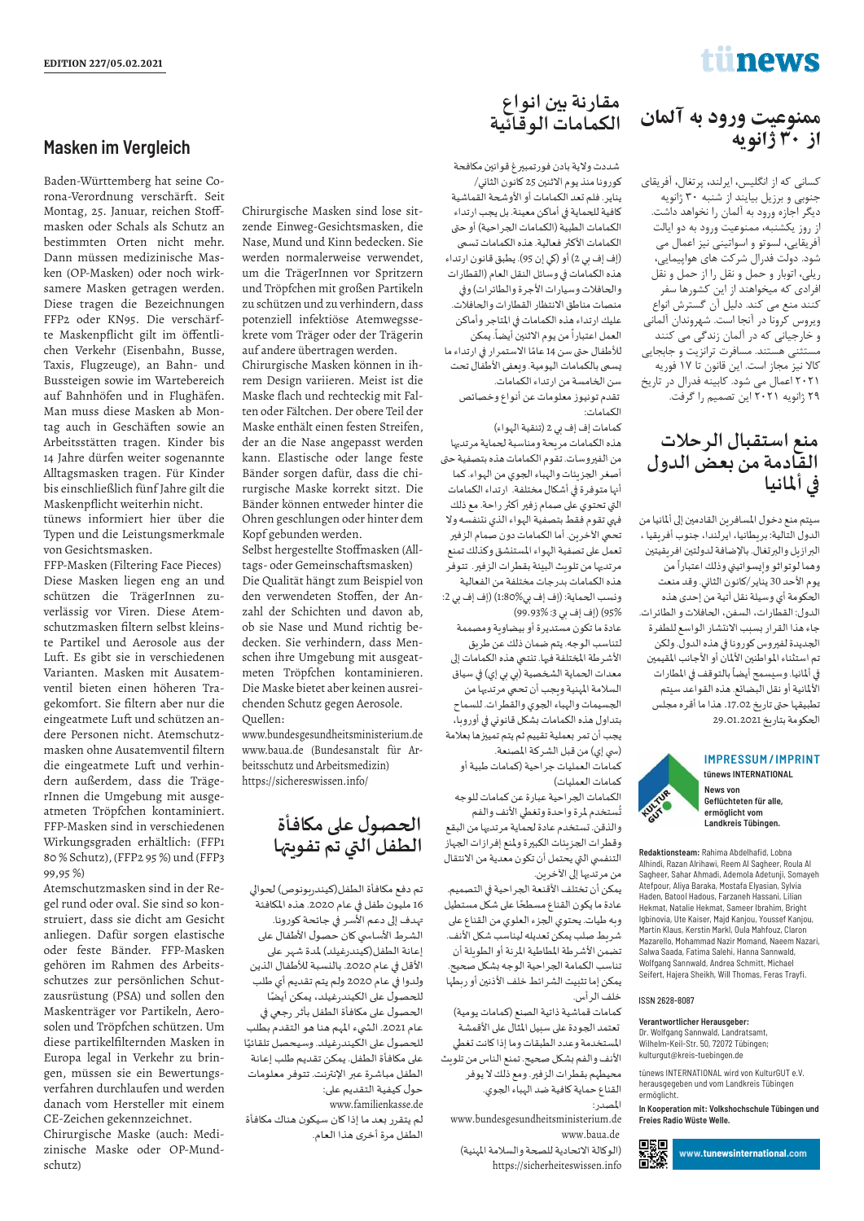## Masken im Vergleich

Baden-Württemberg hat seine Corona-Verordnung verschärft. Seit Montag, 25. Januar, reichen Stoffmasken oder Schals als Schutz an bestimmten Orten nicht mehr. Dann müssen medizinische Masken (OP-Masken) oder noch wirksamere Masken getragen werden. Diese tragen die Bezeichnungen FFP2 oder KN95. Die verschärfte Maskenpflicht gilt im öffentlichen Verkehr (Eisenbahn, Busse, Taxis, Flugzeuge), an Bahn- und Bussteigen sowie im Wartebereich auf Bahnhöfen und in Flughäfen. Man muss diese Masken ab Montag auch in Geschäften sowie an Arbeitsstätten tragen. Kinder bis 14 Jahre dürfen weiter sogenannte Alltagsmasken tragen. Für Kinder bis einschließlich fünf Jahre gilt die Maskenpflicht weiterhin nicht.

tünews informiert hier über die Typen und die Leistungsmerkmale von Gesichtsmasken.

FFP-Masken (Filtering Face Pieces)
Diese Masken liegen eng an und schützen die TrägerInnen zuverlässig vor Viren. Diese Atemschutzmasken filtern selbst kleinste Partikel und Aerosole aus der Luft. Es gibt sie in verschiedenen Varianten. Masken mit Ausatemventil bieten einen höheren Tragekomfort. Sie filtern aber nur die eingeatmete Luft und schützen andere Personen nicht. Atemschutzmasken ohne Ausatemventil filtern die eingeatmete Luft und verhindern außerdem, dass die TrägerInnen die Umgebung mit ausgeatmeten Tröpfchen kontaminiert. FFP-Masken sind in verschiedenen Wirkungsgraden erhältlich: (FFP1 80 % Schutz), (FFP2 95 %) und (FFP3 99,95 %)

Atemschutzmasken sind in der Regel rund oder oval. Sie sind so konstruiert, dass sie dicht am Gesicht anliegen. Dafür sorgen elastische oder feste Bänder. FFP-Masken gehören im Rahmen des Arbeitsschutzes zur persönlichen Schutzausrüstung (PSA) und sollen den Maskenträger vor Partikeln, Aerosolen und Tröpfchen schützen. Um diese partikelfilternden Masken in Europa legal in Verkehr zu bringen, müssen sie ein Bewertungsverfahren durchlaufen und werden danach vom Hersteller mit einem CE-Zeichen gekennzeichnet.

Chirurgische Maske (auch: Medizinische Maske oder OP-Mundschutz)
Chirurgische Masken sind lose sitzende Einweg-Gesichtsmasken, die Nase, Mund und Kinn bedecken. Sie werden normalerweise verwendet, um die TrägerInnen vor Spritzern und Tröpfchen mit großen Partikeln zu schützen und zu verhindern, dass potenziell infektiöse Atemwegssekrete vom Träger oder der Trägerin auf andere übertragen werden.

Chirurgische Masken können in ihrem Design variieren. Meist ist die Maske flach und rechteckig mit Falten oder Fältchen. Der obere Teil der Maske enthält einen festen Streifen, der an die Nase angepasst werden kann. Elastische oder lange feste Bänder sorgen dafür, dass die chirurgische Maske korrekt sitzt. Die Bänder können entweder hinter die Ohren geschlungen oder hinter dem Kopf gebunden werden.

Selbst hergestellte Stoffmasken (Alltags- oder Gemeinschaftsmasken)
Die Qualität hängt zum Beispiel von den verwendeten Stoffen, der Anzahl der Schichten und davon ab, ob sie Nase und Mund richtig bedecken. Sie verhindern, dass Menschen ihre Umgebung mit ausgeatmeten Tröpfchen kontaminieren. Die Maske bietet aber keinen ausreichenden Schutz gegen Aerosole.

Quellen:
www.bundesgesundheitsministerium.de
www.baua.de (Bundesanstalt für Arbeitsschutz und Arbeitsmedizin)
https://sichereswissen.info/

## الحصول على مكافأة الطفل التي تم تفويتها

تم دفع مكافأة الطفل(كيندربونوص) لحوالي 16 مليون طفل في عام 2020. هذه المكافئة تهدف إلى دعم الأسر في جائحة كورونا. الشرط الأساسي كان حصول الأطفال على إعانة الطفل(كيندرغيلد) لمدة شهر على الأقل في عام 2020. بالنسبة للأطفال الذين ولدوا في عام 2020 ولم يتم تقديم أي طلب للحصول على الكيندرغيلد، يمكن أيضًا الحصول على مكافأة الطفل بأثر رجعي في عام 2021. الشيء المهم هنا هو التقدم بطلب للحصول على الكيندرغيلد. وسيحصل تلقائيًا على مكافأة الطفل. يمكن تقديم طلب إعانة الطفل مباشرة عبر الإنترنت. تتوفر معلومات حول كيفية التقديم على:
www.familienkasse.de
لم يتقرر بعد ما إذا كان سيكون هناك مكافأة الطفل مرة أخرى هذا العام.

## مقارنة بين انواع الكمامات الوقائية

شددت ولاية بادن فورتمبيرغ قوانين مكافحة كورونا منذ يوم الاثنين 25 كانون الثاني/يناير. فلم تعد الكمامات أو الأوشحة القماشية كافية للحماية في أماكن معينة. بل يجب ارتداء الكمامات الطبية (الكمامات الجراحية) أو حتى الكمامات الأكثر فعالية. هذه الكمامات تسمى (إف إف بي 2) أو (كي إن 95). يطبق قانون ارتداء هذه الكمامات في وسائل النقل العام (القطارات والحافلات وسيارات الأجرة والطائرات) وفي منصات مناطق الانتظار القطارات والحافلات. عليك ارتداء هذه الكمامات في المتاجر وأماكن العمل اعتباراً من يوم الاثنين أيضاً. يمكن للأطفال حتى سن 14 عامًا الاستمرار في ارتداء ما يسمى بالكمامات اليومية. وبعض الأطفال تحت سن الخامسة من ارتداء الكمامات.

تقدم تونيوز معلومات عن أنواع وخصائص الكمامات:

كمامات إف إف بي 2 (تنقية الهواء)
هذه الكمامات مريحة ومناسبة لحماية مرتديها من الفيروسات. تقوم الكمامات هذه بتصفية حتى أصغر الجزيئات والهباء الجوي من الهواء. كما أنها متوفرة في أشكال مختلفة. ارتداء الكمامات التي تحتوي على صمام زفير أكثر راحة. مع ذلك فهي تقوم فقط بتصفية الهواء الذي تتنفسه ولا تحمي الآخرين. أما الكمامات دون صمام الزفير تعمل على تصفية الهواء المستنشق وكذلك تمنع مرتديها من تلويث البيئة بقطرات الزفير. تتوفر هذه الكمامات بدرجات مختلفة من الفعالية ونسب الحماية: (إف إف بي1: 80%) (إف إف بي 2: 95%) (إف إف بي 3: 99.93%)

عادة ما تكون مستديرة أو بيضاوية ومصممة لتناسب الوجه. يتم ضمان ذلك عن طريق الأشرطة المختلفة فيها. تنتمي هذه الكمامات إلى معدات الحماية الشخصية (بي بي إي) في سياق السلامة المهنية ويجب أن تحمي مرتديها من الجسيمات والهباء الجوي والقطرات. للسماح بتداول هذه الكمامات بشكل قانوني في أوروبا، يجب أن تمر بعملية تقييم ثم يتم تمييزها بعلامة (سي إي) من قبل الشركة المصنعة.

كمامات العمليات جراحية (كمامات طبية أو كمامات العمليات)
الكمامات الجراحية عبارة عن كمامات للوجه تُستخدم لمرة واحدة وتغطي الأنف والفم والذقن. تستخدم عادة لحماية مرتديها من البقع وقطرات الجزيئات الكبيرة ولمنع إفرازات الجهاز التنفسي التي يحتمل أن تكون معدية من الانتقال من مرتديها إلى الآخرين.

يمكن أن تختلف الأقنعة الجراحية في التصميم. عادة ما يكون القناع مسطحًا على شكل مستطيل وبه طيات. يحتوي الجزء العلوي من القناع على شريط صلب يمكن تعديله ليناسب شكل الأنف. تضمن الأشرطة المطاطية المرنة أو الطويلة أن تناسب الكمامة الجراحية الوجه بشكل صحيح. يمكن إما تثبيت الشرائط خلف الأذنين أو ربطها خلف الرأس.

كمامات قماشية ذاتية الصنع (كمامات يومية)
تعتمد الجودة على سبيل المثال على الأقمشة المستخدمة وعدد الطبقات وما إذا كانت تغطي الأنف والفم بشكل صحيح. تمنع الناس من تلويث محيطهم بقطرات الزفير. ومع ذلك لا يوفر القناع حماية كافية ضد الهباء الجوي.

المصدر:
www.bundesgesundheitsministerium.de
www.baua.de
(الوكالة الاتحادية للصحة والسلامة المهنية)
https://sicherheitswissen.info

## ممنوعیت ورود به آلمان از ۳۰ ژانویه

کسانی که از انگلیس، ایرلند، پرتغال، آفریقای جنوبی و برزیل بیایند از شنبه ۳۰ ژانویه دیگر اجازه ورود به آلمان را نخواهد داشت. از روز یکشنبه، ممنوعیت ورود به دو ایالت آفریقایی، لسوتو و اسواتینی نیز اعمال می شود. دولت فدرال شرکت های هواپیمایی، ریلی، اتوبار و حمل و نقل را از حمل و نقل افرادی که میخواهند از این کشورها سفر کنند منع می کند. دلیل آن گسترش انواع ویروس کرونا در آنجا است. شهروندان آلمانی و خارجیانی که در آلمان زندگی می کنند مستثنی هستند. مسافرت ترانزیت و جابجایی کالا نیز مجاز است. این قانون تا ۱۷ فوریه ۲۰۲۱ اعمال می شود. کابینه فدرال در تاریخ ۲۹ ژانویه ۲۰۲۱ این تصمیم را گرفت.

## منع استقبال الرحلات القادمة من بعض الدول في ألمانيا

سيتم منع دخول المسافرين القادمين إلى ألمانيا من الدول التالية: بريطانيا، ايرلندا، جنوب أفريقيا، البرازيل والبرتغال. بالإضافة لدولتين افريقيتين وهما ليوتو وإيسواتيني وذلك اعتباراً من يوم الأحد 30 يناير/كانون الثاني. وقد منعت الحكومة أي وسيلة نقل آتية من إحدى هذه الدول: القطارات، السفن، الحافلات و الطائرات. جاء هذا القرار بسبب الانتشار الواسع للطفرة الجديدة لفيروس كورونا في هذه الدول. ولكن تم استثناء المواطنين الألمان أو الأجانب المقيمين في ألمانيا. وسيسمح أيضاً بالتوقف في المطارات الألمانية أو نقل البضائع. هذه القواعد سيتم تطبيقها حتى تاريخ 17.02. هذا ما أقره مجلس الحكومة بتاريخ 29.01.2021

### IMPRESSUM / IMPRINT

**tünews INTERNATIONAL**

**News von Geflüchteten für alle, ermöglicht vom Landkreis Tübingen.**

KULTUR GUT

**Redaktionsteam:** Rahima Abdelhafid, Lobna Alhindi, Razan Alrihawi, Reem Al Sagheer, Roula Al Sagheer, Sahar Ahmadi, Ademola Adetunji, Somayeh Atefpour, Aliya Baraka, Mostafa Elyasian, Sylvia Haden, Batool Hadous, Farzaneh Hassani, Lilian Hekmat, Natalie Hekmat, Sameer Ibrahim, Bright Igbinovia, Ute Kaiser, Majd Kanjou, Youssef Kanjou, Martin Klaus, Kerstin Markl, Oula Mahfouz, Claron Mazarello, Mohammad Nazir Momand, Naeem Nazari, Salwa Saada, Fatima Salehi, Hanna Sannwald, Wolfgang Sannwald, Andrea Schmitt, Michael Seifert, Hajera Sheikh, Will Thomas, Feras Trayfi.

ISSN 2628-8087

**Verantwortlicher Herausgeber:**
Dr. Wolfgang Sannwald, Landratsamt, Wilhelm-Keil-Str. 50, 72072 Tübingen; kulturgut@kreis-tuebingen.de

tünews INTERNATIONAL wird von KulturGUT e.V. herausgegeben und vom Landkreis Tübingen ermöglicht.

**In Kooperation mit: Volkshochschule Tübingen und Freies Radio Wüste Welle.**

**www.tunewsinternational.com**